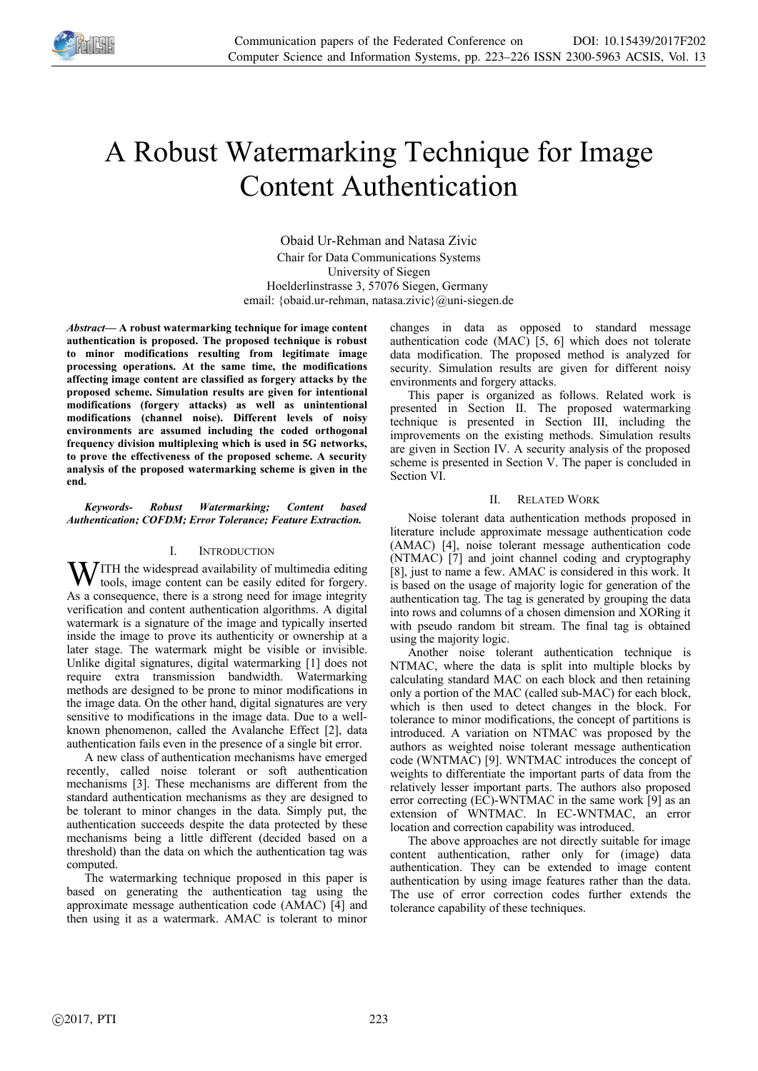# A Robust Watermarking Technique for Image Content Authentication

Obaid Ur-Rehman and Natasa Zivic
Chair for Data Communications Systems
University of Siegen
Hoelderlinstrasse 3, 57076 Siegen, Germany
email: {obaid.ur-rehman, natasa.zivic}@uni-siegen.de

***Abstract*— A robust watermarking technique for image content authentication is proposed. The proposed technique is robust to minor modifications resulting from legitimate image processing operations. At the same time, the modifications affecting image content are classified as forgery attacks by the proposed scheme. Simulation results are given for intentional modifications (forgery attacks) as well as unintentional modifications (channel noise). Different levels of noisy environments are assumed including the coded orthogonal frequency division multiplexing which is used in 5G networks, to prove the effectiveness of the proposed scheme. A security analysis of the proposed watermarking scheme is given in the end.**

***Keywords- Robust Watermarking; Content based Authentication; COFDM; Error Tolerance; Feature Extraction.***

## I. Introduction

With the widespread availability of multimedia editing tools, image content can be easily edited for forgery. As a consequence, there is a strong need for image integrity verification and content authentication algorithms. A digital watermark is a signature of the image and typically inserted inside the image to prove its authenticity or ownership at a later stage. The watermark might be visible or invisible. Unlike digital signatures, digital watermarking [1] does not require extra transmission bandwidth. Watermarking methods are designed to be prone to minor modifications in the image data. On the other hand, digital signatures are very sensitive to modifications in the image data. Due to a well-known phenomenon, called the Avalanche Effect [2], data authentication fails even in the presence of a single bit error.

A new class of authentication mechanisms have emerged recently, called noise tolerant or soft authentication mechanisms [3]. These mechanisms are different from the standard authentication mechanisms as they are designed to be tolerant to minor changes in the data. Simply put, the authentication succeeds despite the data protected by these mechanisms being a little different (decided based on a threshold) than the data on which the authentication tag was computed.

The watermarking technique proposed in this paper is based on generating the authentication tag using the approximate message authentication code (AMAC) [4] and then using it as a watermark. AMAC is tolerant to minor changes in data as opposed to standard message authentication code (MAC) [5, 6] which does not tolerate data modification. The proposed method is analyzed for security. Simulation results are given for different noisy environments and forgery attacks.

This paper is organized as follows. Related work is presented in Section II. The proposed watermarking technique is presented in Section III, including the improvements on the existing methods. Simulation results are given in Section IV. A security analysis of the proposed scheme is presented in Section V. The paper is concluded in Section VI.

## II. Related Work

Noise tolerant data authentication methods proposed in literature include approximate message authentication code (AMAC) [4], noise tolerant message authentication code (NTMAC) [7] and joint channel coding and cryptography [8], just to name a few. AMAC is considered in this work. It is based on the usage of majority logic for generation of the authentication tag. The tag is generated by grouping the data into rows and columns of a chosen dimension and XORing it with pseudo random bit stream. The final tag is obtained using the majority logic.

Another noise tolerant authentication technique is NTMAC, where the data is split into multiple blocks by calculating standard MAC on each block and then retaining only a portion of the MAC (called sub-MAC) for each block, which is then used to detect changes in the block. For tolerance to minor modifications, the concept of partitions is introduced. A variation on NTMAC was proposed by the authors as weighted noise tolerant message authentication code (WNTMAC) [9]. WNTMAC introduces the concept of weights to differentiate the important parts of data from the relatively lesser important parts. The authors also proposed error correcting (EC)-WNTMAC in the same work [9] as an extension of WNTMAC. In EC-WNTMAC, an error location and correction capability was introduced.

The above approaches are not directly suitable for image content authentication, rather only for (image) data authentication. They can be extended to image content authentication by using image features rather than the data. The use of error correction codes further extends the tolerance capability of these techniques.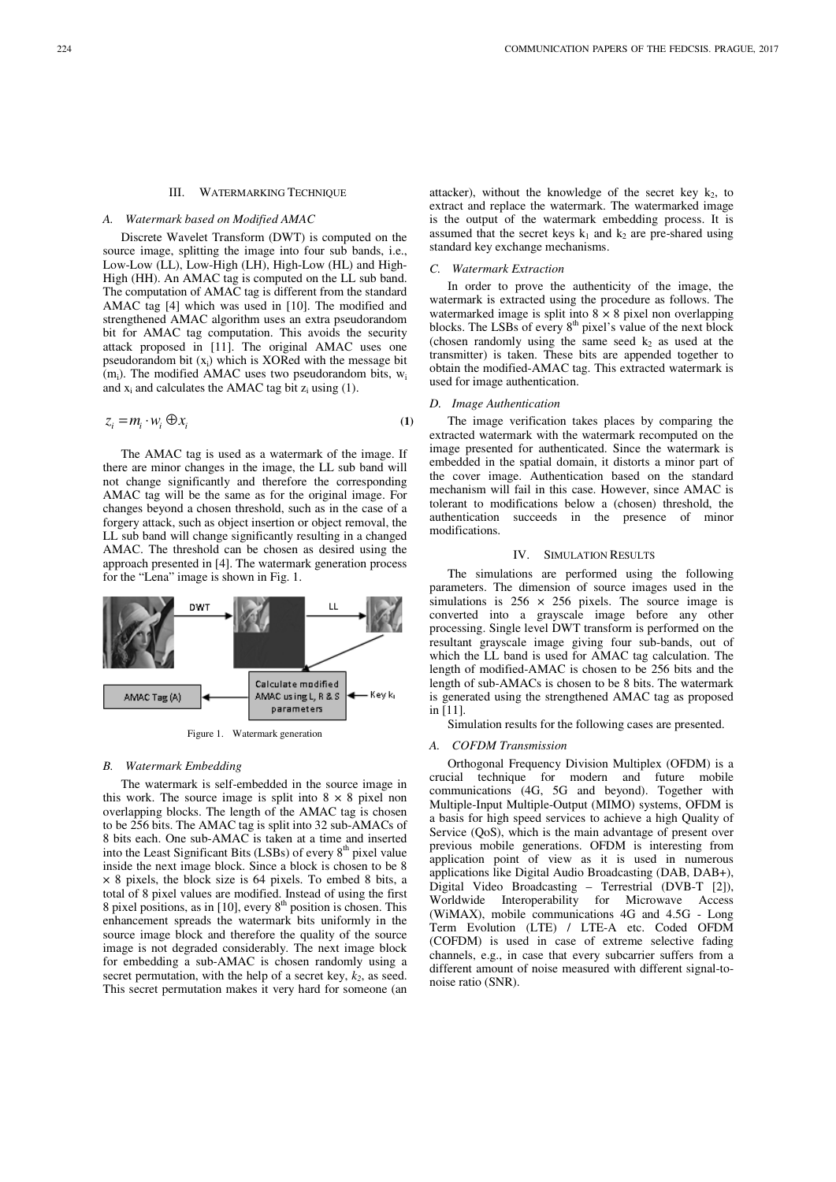## III. Watermarking Technique

### A. Watermark based on Modified AMAC

Discrete Wavelet Transform (DWT) is computed on the source image, splitting the image into four sub bands, i.e., Low-Low (LL), Low-High (LH), High-Low (HL) and High-High (HH). An AMAC tag is computed on the LL sub band. The computation of AMAC tag is different from the standard AMAC tag [4] which was used in [10]. The modified and strengthened AMAC algorithm uses an extra pseudorandom bit for AMAC tag computation. This avoids the security attack proposed in [11]. The original AMAC uses one pseudorandom bit ($x_i$) which is XORed with the message bit ($m_i$). The modified AMAC uses two pseudorandom bits, $w_i$ and $x_i$ and calculates the AMAC tag bit $z_i$ using (1).

$$z_i = m_i \cdot w_i \oplus x_i \tag{1}$$

The AMAC tag is used as a watermark of the image. If there are minor changes in the image, the LL sub band will not change significantly and therefore the corresponding AMAC tag will be the same as for the original image. For changes beyond a chosen threshold, such as in the case of a forgery attack, such as object insertion or object removal, the LL sub band will change significantly resulting in a changed AMAC. The threshold can be chosen as desired using the approach presented in [4]. The watermark generation process for the "Lena" image is shown in Fig. 1.

Figure 1. Watermark generation

### B. Watermark Embedding

The watermark is self-embedded in the source image in this work. The source image is split into 8 × 8 pixel non overlapping blocks. The length of the AMAC tag is chosen to be 256 bits. The AMAC tag is split into 32 sub-AMACs of 8 bits each. One sub-AMAC is taken at a time and inserted into the Least Significant Bits (LSBs) of every 8th pixel value inside the next image block. Since a block is chosen to be 8 × 8 pixels, the block size is 64 pixels. To embed 8 bits, a total of 8 pixel values are modified. Instead of using the first 8 pixel positions, as in [10], every 8th position is chosen. This enhancement spreads the watermark bits uniformly in the source image block and therefore the quality of the source image is not degraded considerably. The next image block for embedding a sub-AMAC is chosen randomly using a secret permutation, with the help of a secret key, $k_2$, as seed. This secret permutation makes it very hard for someone (an attacker), without the knowledge of the secret key $k_2$, to extract and replace the watermark. The watermarked image is the output of the watermark embedding process. It is assumed that the secret keys $k_1$ and $k_2$ are pre-shared using standard key exchange mechanisms.

### C. Watermark Extraction

In order to prove the authenticity of the image, the watermark is extracted using the procedure as follows. The watermarked image is split into 8 × 8 pixel non overlapping blocks. The LSBs of every 8th pixel's value of the next block (chosen randomly using the same seed $k_2$ as used at the transmitter) is taken. These bits are appended together to obtain the modified-AMAC tag. This extracted watermark is used for image authentication.

### D. Image Authentication

The image verification takes places by comparing the extracted watermark with the watermark recomputed on the image presented for authenticated. Since the watermark is embedded in the spatial domain, it distorts a minor part of the cover image. Authentication based on the standard mechanism will fail in this case. However, since AMAC is tolerant to modifications below a (chosen) threshold, the authentication succeeds in the presence of minor modifications.

## IV. Simulation Results

The simulations are performed using the following parameters. The dimension of source images used in the simulations is 256 × 256 pixels. The source image is converted into a grayscale image before any other processing. Single level DWT transform is performed on the resultant grayscale image giving four sub-bands, out of which the LL band is used for AMAC tag calculation. The length of modified-AMAC is chosen to be 256 bits and the length of sub-AMACs is chosen to be 8 bits. The watermark is generated using the strengthened AMAC tag as proposed in [11].

Simulation results for the following cases are presented.

### A. COFDM Transmission

Orthogonal Frequency Division Multiplex (OFDM) is a crucial technique for modern and future mobile communications (4G, 5G and beyond). Together with Multiple-Input Multiple-Output (MIMO) systems, OFDM is a basis for high speed services to achieve a high Quality of Service (QoS), which is the main advantage of present over previous mobile generations. OFDM is interesting from application point of view as it is used in numerous applications like Digital Audio Broadcasting (DAB, DAB+), Digital Video Broadcasting – Terrestrial (DVB-T [2]), Worldwide Interoperability for Microwave Access (WiMAX), mobile communications 4G and 4.5G - Long Term Evolution (LTE) / LTE-A etc. Coded OFDM (COFDM) is used in case of extreme selective fading channels, e.g., in case that every subcarrier suffers from a different amount of noise measured with different signal-to-noise ratio (SNR).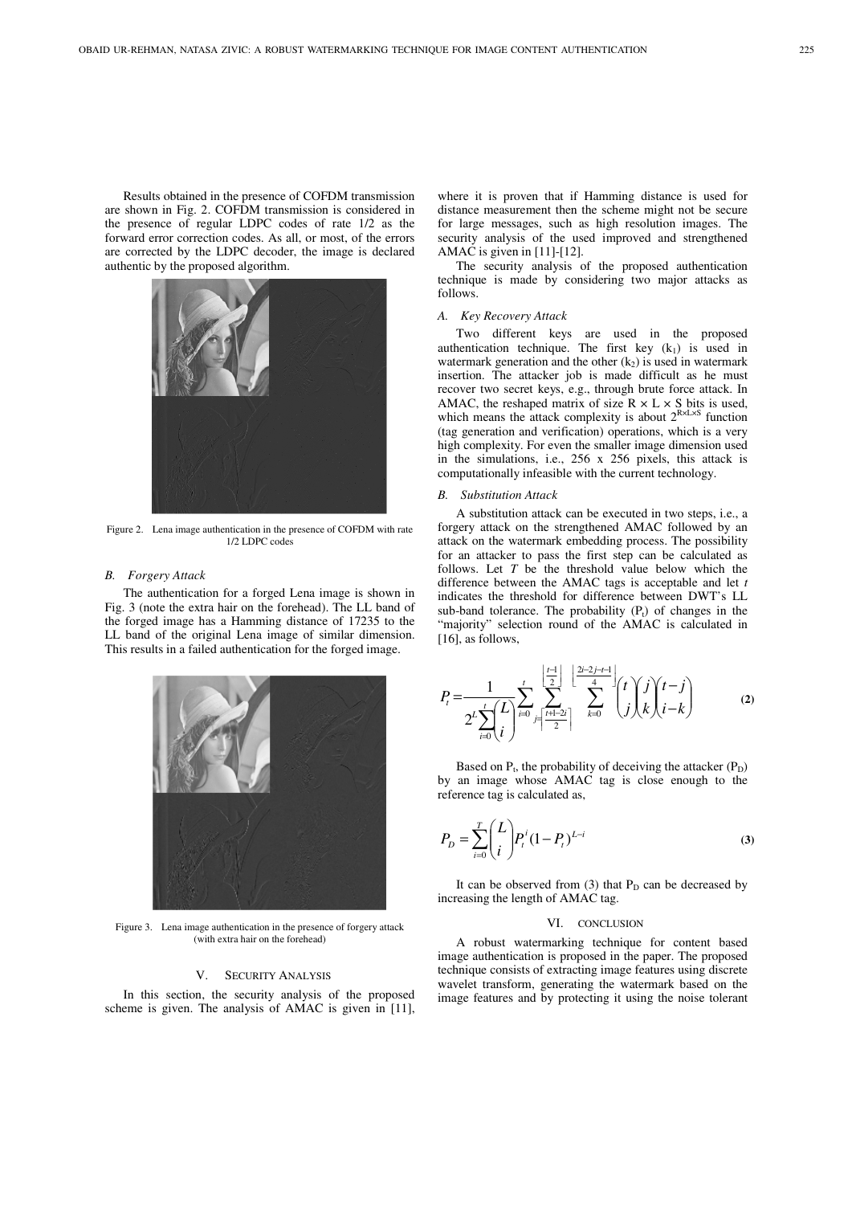Results obtained in the presence of COFDM transmission are shown in Fig. 2. COFDM transmission is considered in the presence of regular LDPC codes of rate 1/2 as the forward error correction codes. As all, or most, of the errors are corrected by the LDPC decoder, the image is declared authentic by the proposed algorithm.

Figure 2. Lena image authentication in the presence of COFDM with rate 1/2 LDPC codes

### B. Forgery Attack

The authentication for a forged Lena image is shown in Fig. 3 (note the extra hair on the forehead). The LL band of the forged image has a Hamming distance of 17235 to the LL band of the original Lena image of similar dimension. This results in a failed authentication for the forged image.

Figure 3. Lena image authentication in the presence of forgery attack (with extra hair on the forehead)

## V. Security Analysis

In this section, the security analysis of the proposed scheme is given. The analysis of AMAC is given in [11], where it is proven that if Hamming distance is used for distance measurement then the scheme might not be secure for large messages, such as high resolution images. The security analysis of the used improved and strengthened AMAC is given in [11]-[12].

The security analysis of the proposed authentication technique is made by considering two major attacks as follows.

### A. Key Recovery Attack

Two different keys are used in the proposed authentication technique. The first key ($k_1$) is used in watermark generation and the other ($k_2$) is used in watermark insertion. The attacker job is made difficult as he must recover two secret keys, e.g., through brute force attack. In AMAC, the reshaped matrix of size R × L × S bits is used, which means the attack complexity is about $2^{R \times L \times S}$ function (tag generation and verification) operations, which is a very high complexity. For even the smaller image dimension used in the simulations, i.e., 256 x 256 pixels, this attack is computationally infeasible with the current technology.

### B. Substitution Attack

A substitution attack can be executed in two steps, i.e., a forgery attack on the strengthened AMAC followed by an attack on the watermark embedding process. The possibility for an attacker to pass the first step can be calculated as follows. Let $T$ be the threshold value below which the difference between the AMAC tags is acceptable and let $t$ indicates the threshold for difference between DWT's LL sub-band tolerance. The probability ($P_t$) of changes in the "majority" selection round of the AMAC is calculated in [16], as follows,

$$P_t = \frac{1}{2^L \sum_{i=0}^{t} \binom{L}{i}} \sum_{i=0}^{t} \sum_{j=\left\lceil \frac{t+1-2i}{2} \right\rceil}^{\left\lfloor \frac{t-1}{2} \right\rfloor} \sum_{k=0}^{\left\lfloor \frac{2i-2j-t-1}{4} \right\rfloor} \binom{t}{j} \binom{j}{k} \binom{t-j}{i-k} \quad \textbf{(2)}$$

Based on $P_t$, the probability of deceiving the attacker ($P_D$) by an image whose AMAC tag is close enough to the reference tag is calculated as,

$$P_D = \sum_{i=0}^{T} \binom{L}{i} P_t^{\,i} (1-P_t)^{L-i} \quad \textbf{(3)}$$

It can be observed from (3) that $P_D$ can be decreased by increasing the length of AMAC tag.

## VI. Conclusion

A robust watermarking technique for content based image authentication is proposed in the paper. The proposed technique consists of extracting image features using discrete wavelet transform, generating the watermark based on the image features and by protecting it using the noise tolerant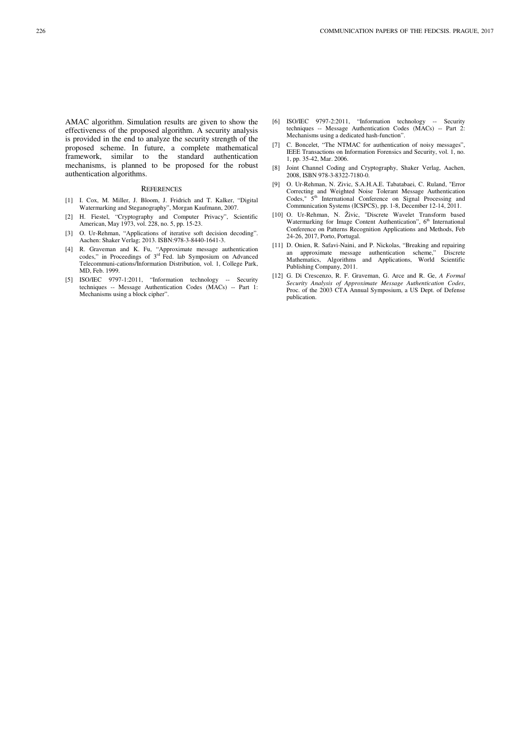AMAC algorithm. Simulation results are given to show the effectiveness of the proposed algorithm. A security analysis is provided in the end to analyze the security strength of the proposed scheme. In future, a complete mathematical framework, similar to the standard authentication mechanisms, is planned to be proposed for the robust authentication algorithms.

## REFERENCES

[1] I. Cox, M. Miller, J. Bloom, J. Fridrich and T. Kalker, "Digital Watermarking and Steganography", Morgan Kaufmann, 2007.

[2] H. Fiestel, "Cryptography and Computer Privacy", Scientific American, May 1973, vol. 228, no. 5, pp. 15-23.

[3] O. Ur-Rehman, "Applications of iterative soft decision decoding". Aachen: Shaker Verlag; 2013. ISBN:978-3-8440-1641-3.

[4] R. Graveman and K. Fu, "Approximate message authentication codes," in Proceedings of 3rd Fed. lab Symposium on Advanced Telecommuni-cations/Information Distribution, vol. 1, College Park, MD, Feb. 1999.

[5] ISO/IEC 9797-1:2011, "Information technology -- Security techniques -- Message Authentication Codes (MACs) -- Part 1: Mechanisms using a block cipher".

[6] ISO/IEC 9797-2:2011, "Information technology -- Security techniques -- Message Authentication Codes (MACs) -- Part 2: Mechanisms using a dedicated hash-function".

[7] C. Boncelet, "The NTMAC for authentication of noisy messages", IEEE Transactions on Information Forensics and Security, vol. 1, no. 1, pp. 35-42, Mar. 2006.

[8] Joint Channel Coding and Cryptography, Shaker Verlag, Aachen, 2008, ISBN 978-3-8322-7180-0.

[9] O. Ur-Rehman, N. Zivic, S.A.H.A.E. Tabatabaei, C. Ruland, "Error Correcting and Weighted Noise Tolerant Message Authentication Codes," 5th International Conference on Signal Processing and Communication Systems (ICSPCS), pp. 1-8, December 12-14, 2011.

[10] O. Ur-Rehman, N. Živic, "Discrete Wavelet Transform based Watermarking for Image Content Authentication", 6th International Conference on Patterns Recognition Applications and Methods, Feb 24-26, 2017, Porto, Portugal.

[11] D. Onien, R. Safavi-Naini, and P. Nickolas, "Breaking and repairing an approximate message authentication scheme," Discrete Mathematics, Algorithms and Applications, World Scientific Publishing Company, 2011.

[12] G. Di Crescenzo, R. F. Graveman, G. Arce and R. Ge, *A Formal Security Analysis of Approximate Message Authentication Codes*, Proc. of the 2003 CTA Annual Symposium, a US Dept. of Defense publication.